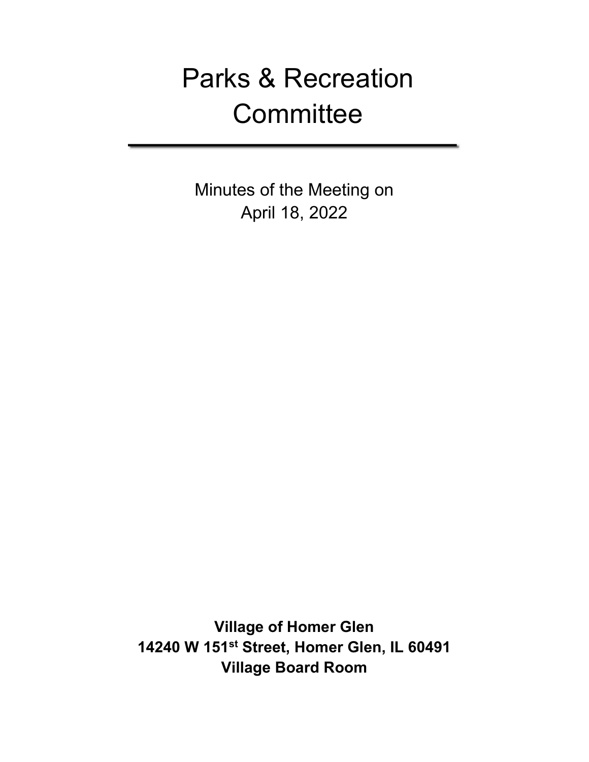# Parks & Recreation Committee

---

Minutes of the Meeting on
April 18, 2022

**Village of Homer Glen**
**14240 W 151st Street, Homer Glen, IL 60491**
**Village Board Room**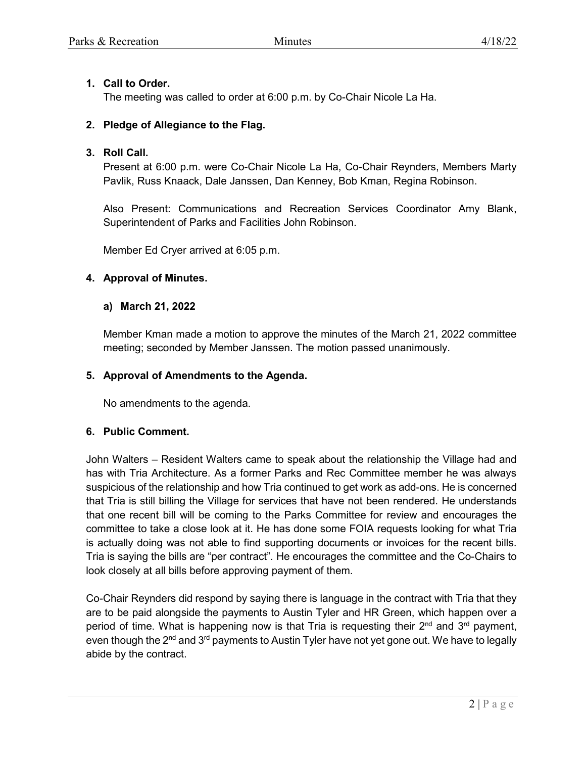1. **Call to Order.**
   The meeting was called to order at 6:00 p.m. by Co-Chair Nicole La Ha.

2. **Pledge of Allegiance to the Flag.**

3. **Roll Call.**
   Present at 6:00 p.m. were Co-Chair Nicole La Ha, Co-Chair Reynders, Members Marty Pavlik, Russ Knaack, Dale Janssen, Dan Kenney, Bob Kman, Regina Robinson.

   Also Present: Communications and Recreation Services Coordinator Amy Blank, Superintendent of Parks and Facilities John Robinson.

   Member Ed Cryer arrived at 6:05 p.m.

4. **Approval of Minutes.**

   a) **March 21, 2022**

   Member Kman made a motion to approve the minutes of the March 21, 2022 committee meeting; seconded by Member Janssen. The motion passed unanimously.

5. **Approval of Amendments to the Agenda.**

   No amendments to the agenda.

6. **Public Comment.**

John Walters – Resident Walters came to speak about the relationship the Village had and has with Tria Architecture. As a former Parks and Rec Committee member he was always suspicious of the relationship and how Tria continued to get work as add-ons. He is concerned that Tria is still billing the Village for services that have not been rendered. He understands that one recent bill will be coming to the Parks Committee for review and encourages the committee to take a close look at it. He has done some FOIA requests looking for what Tria is actually doing was not able to find supporting documents or invoices for the recent bills. Tria is saying the bills are "per contract". He encourages the committee and the Co-Chairs to look closely at all bills before approving payment of them.

Co-Chair Reynders did respond by saying there is language in the contract with Tria that they are to be paid alongside the payments to Austin Tyler and HR Green, which happen over a period of time. What is happening now is that Tria is requesting their 2nd and 3rd payment, even though the 2nd and 3rd payments to Austin Tyler have not yet gone out. We have to legally abide by the contract.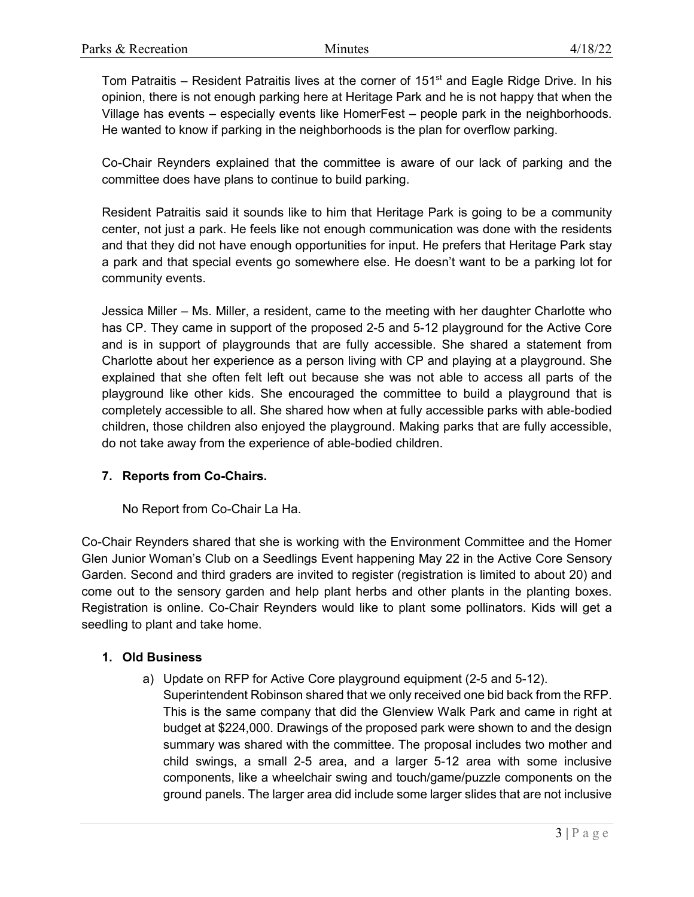Tom Patraitis – Resident Patraitis lives at the corner of 151st and Eagle Ridge Drive. In his opinion, there is not enough parking here at Heritage Park and he is not happy that when the Village has events – especially events like HomerFest – people park in the neighborhoods. He wanted to know if parking in the neighborhoods is the plan for overflow parking.

Co-Chair Reynders explained that the committee is aware of our lack of parking and the committee does have plans to continue to build parking.

Resident Patraitis said it sounds like to him that Heritage Park is going to be a community center, not just a park. He feels like not enough communication was done with the residents and that they did not have enough opportunities for input. He prefers that Heritage Park stay a park and that special events go somewhere else. He doesn't want to be a parking lot for community events.

Jessica Miller – Ms. Miller, a resident, came to the meeting with her daughter Charlotte who has CP. They came in support of the proposed 2-5 and 5-12 playground for the Active Core and is in support of playgrounds that are fully accessible. She shared a statement from Charlotte about her experience as a person living with CP and playing at a playground. She explained that she often felt left out because she was not able to access all parts of the playground like other kids. She encouraged the committee to build a playground that is completely accessible to all. She shared how when at fully accessible parks with able-bodied children, those children also enjoyed the playground. Making parks that are fully accessible, do not take away from the experience of able-bodied children.

**7. Reports from Co-Chairs.**

No Report from Co-Chair La Ha.

Co-Chair Reynders shared that she is working with the Environment Committee and the Homer Glen Junior Woman's Club on a Seedlings Event happening May 22 in the Active Core Sensory Garden. Second and third graders are invited to register (registration is limited to about 20) and come out to the sensory garden and help plant herbs and other plants in the planting boxes. Registration is online. Co-Chair Reynders would like to plant some pollinators. Kids will get a seedling to plant and take home.

**1. Old Business**

a) Update on RFP for Active Core playground equipment (2-5 and 5-12). Superintendent Robinson shared that we only received one bid back from the RFP. This is the same company that did the Glenview Walk Park and came in right at budget at $224,000. Drawings of the proposed park were shown to and the design summary was shared with the committee. The proposal includes two mother and child swings, a small 2-5 area, and a larger 5-12 area with some inclusive components, like a wheelchair swing and touch/game/puzzle components on the ground panels. The larger area did include some larger slides that are not inclusive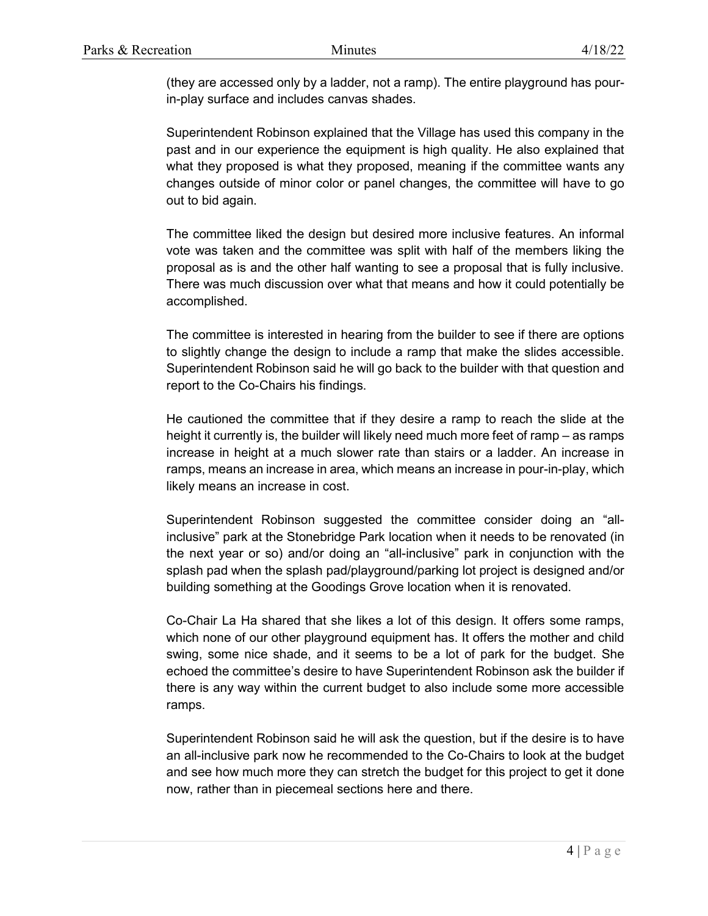(they are accessed only by a ladder, not a ramp). The entire playground has pour-in-play surface and includes canvas shades.

Superintendent Robinson explained that the Village has used this company in the past and in our experience the equipment is high quality. He also explained that what they proposed is what they proposed, meaning if the committee wants any changes outside of minor color or panel changes, the committee will have to go out to bid again.

The committee liked the design but desired more inclusive features. An informal vote was taken and the committee was split with half of the members liking the proposal as is and the other half wanting to see a proposal that is fully inclusive. There was much discussion over what that means and how it could potentially be accomplished.

The committee is interested in hearing from the builder to see if there are options to slightly change the design to include a ramp that make the slides accessible. Superintendent Robinson said he will go back to the builder with that question and report to the Co-Chairs his findings.

He cautioned the committee that if they desire a ramp to reach the slide at the height it currently is, the builder will likely need much more feet of ramp – as ramps increase in height at a much slower rate than stairs or a ladder. An increase in ramps, means an increase in area, which means an increase in pour-in-play, which likely means an increase in cost.

Superintendent Robinson suggested the committee consider doing an "all-inclusive" park at the Stonebridge Park location when it needs to be renovated (in the next year or so) and/or doing an "all-inclusive" park in conjunction with the splash pad when the splash pad/playground/parking lot project is designed and/or building something at the Goodings Grove location when it is renovated.

Co-Chair La Ha shared that she likes a lot of this design. It offers some ramps, which none of our other playground equipment has. It offers the mother and child swing, some nice shade, and it seems to be a lot of park for the budget. She echoed the committee's desire to have Superintendent Robinson ask the builder if there is any way within the current budget to also include some more accessible ramps.

Superintendent Robinson said he will ask the question, but if the desire is to have an all-inclusive park now he recommended to the Co-Chairs to look at the budget and see how much more they can stretch the budget for this project to get it done now, rather than in piecemeal sections here and there.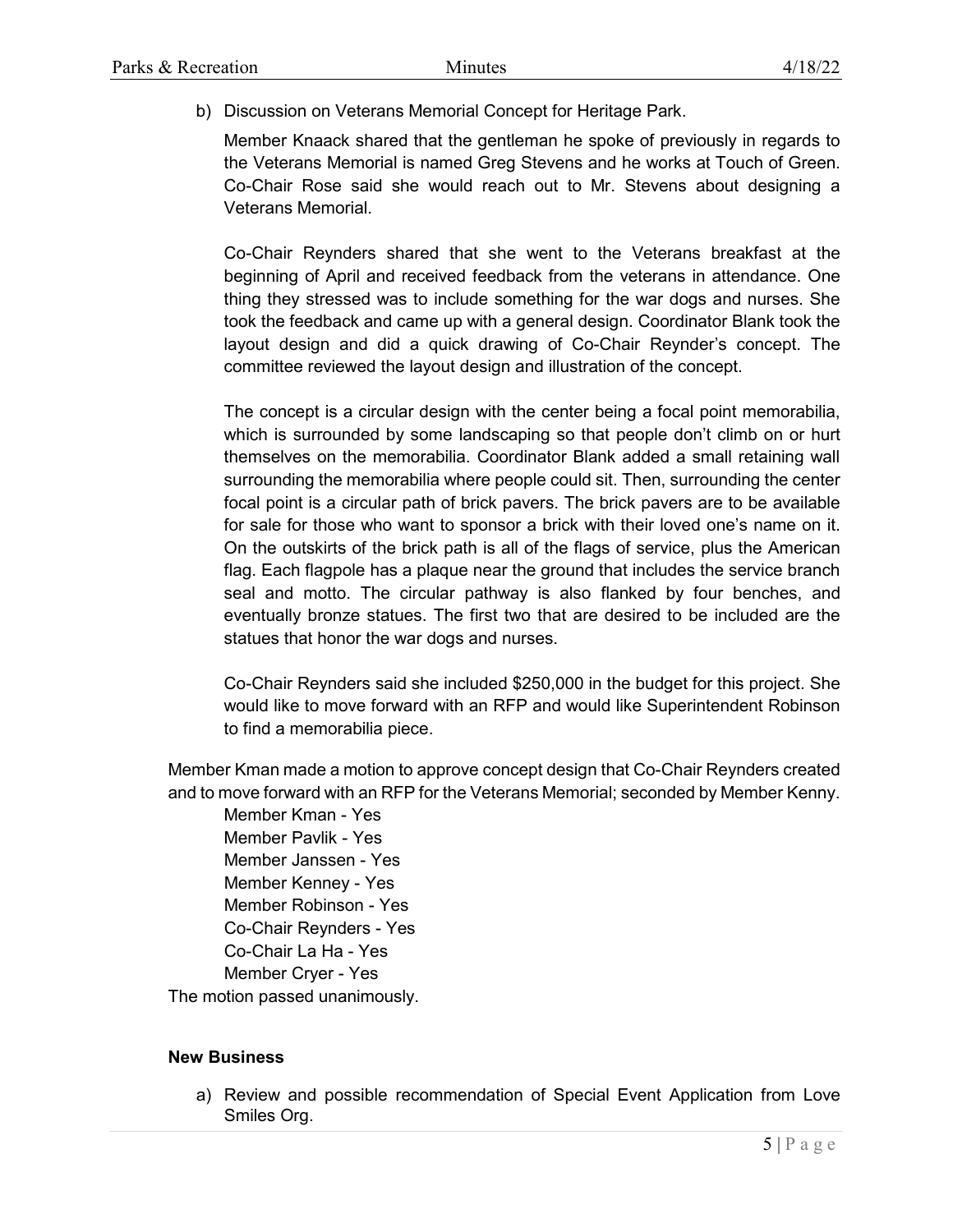b) Discussion on Veterans Memorial Concept for Heritage Park.

   Member Knaack shared that the gentleman he spoke of previously in regards to the Veterans Memorial is named Greg Stevens and he works at Touch of Green. Co-Chair Rose said she would reach out to Mr. Stevens about designing a Veterans Memorial.

   Co-Chair Reynders shared that she went to the Veterans breakfast at the beginning of April and received feedback from the veterans in attendance. One thing they stressed was to include something for the war dogs and nurses. She took the feedback and came up with a general design. Coordinator Blank took the layout design and did a quick drawing of Co-Chair Reynder's concept. The committee reviewed the layout design and illustration of the concept.

   The concept is a circular design with the center being a focal point memorabilia, which is surrounded by some landscaping so that people don't climb on or hurt themselves on the memorabilia. Coordinator Blank added a small retaining wall surrounding the memorabilia where people could sit. Then, surrounding the center focal point is a circular path of brick pavers. The brick pavers are to be available for sale for those who want to sponsor a brick with their loved one's name on it. On the outskirts of the brick path is all of the flags of service, plus the American flag. Each flagpole has a plaque near the ground that includes the service branch seal and motto. The circular pathway is also flanked by four benches, and eventually bronze statues. The first two that are desired to be included are the statues that honor the war dogs and nurses.

   Co-Chair Reynders said she included $250,000 in the budget for this project. She would like to move forward with an RFP and would like Superintendent Robinson to find a memorabilia piece.

Member Kman made a motion to approve concept design that Co-Chair Reynders created and to move forward with an RFP for the Veterans Memorial; seconded by Member Kenny.

Member Kman - Yes
Member Pavlik - Yes
Member Janssen - Yes
Member Kenney - Yes
Member Robinson - Yes
Co-Chair Reynders - Yes
Co-Chair La Ha - Yes
Member Cryer - Yes

The motion passed unanimously.

**New Business**

a) Review and possible recommendation of Special Event Application from Love Smiles Org.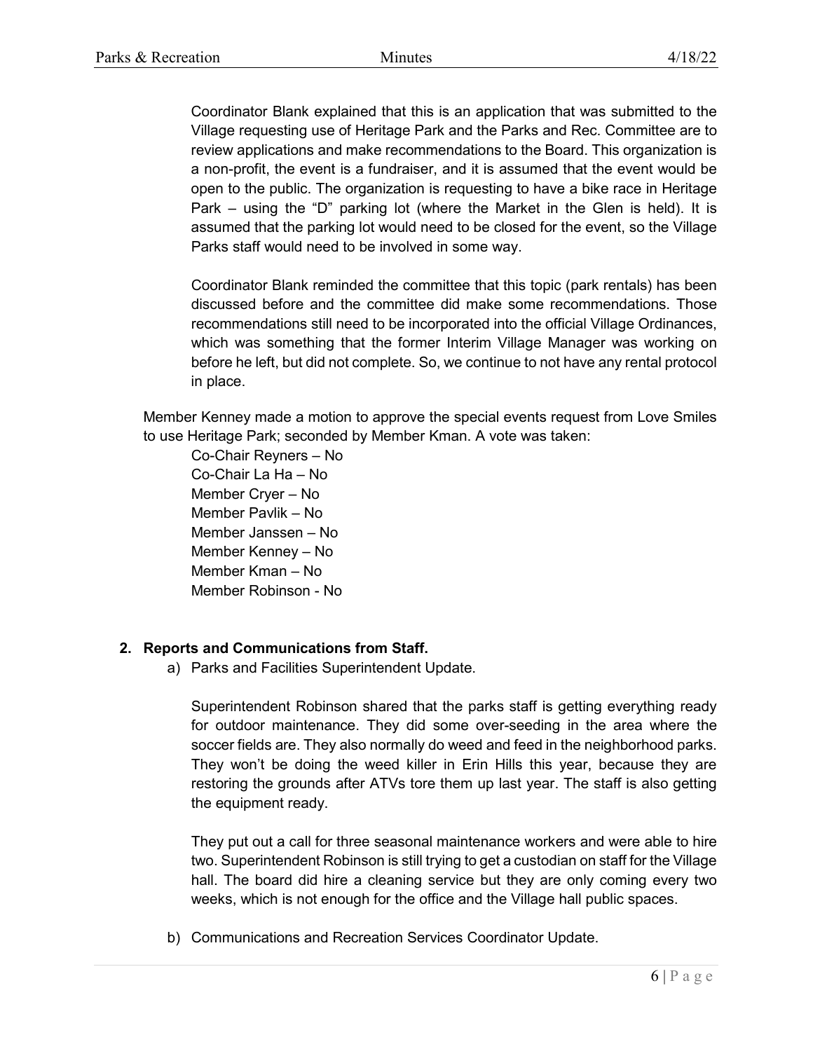Coordinator Blank explained that this is an application that was submitted to the Village requesting use of Heritage Park and the Parks and Rec. Committee are to review applications and make recommendations to the Board. This organization is a non-profit, the event is a fundraiser, and it is assumed that the event would be open to the public. The organization is requesting to have a bike race in Heritage Park – using the "D" parking lot (where the Market in the Glen is held). It is assumed that the parking lot would need to be closed for the event, so the Village Parks staff would need to be involved in some way.

Coordinator Blank reminded the committee that this topic (park rentals) has been discussed before and the committee did make some recommendations. Those recommendations still need to be incorporated into the official Village Ordinances, which was something that the former Interim Village Manager was working on before he left, but did not complete. So, we continue to not have any rental protocol in place.

Member Kenney made a motion to approve the special events request from Love Smiles to use Heritage Park; seconded by Member Kman. A vote was taken:

Co-Chair Reyners – No
Co-Chair La Ha – No
Member Cryer – No
Member Pavlik – No
Member Janssen – No
Member Kenney – No
Member Kman – No
Member Robinson - No

**2. Reports and Communications from Staff.**

a) Parks and Facilities Superintendent Update.

Superintendent Robinson shared that the parks staff is getting everything ready for outdoor maintenance. They did some over-seeding in the area where the soccer fields are. They also normally do weed and feed in the neighborhood parks. They won't be doing the weed killer in Erin Hills this year, because they are restoring the grounds after ATVs tore them up last year. The staff is also getting the equipment ready.

They put out a call for three seasonal maintenance workers and were able to hire two. Superintendent Robinson is still trying to get a custodian on staff for the Village hall. The board did hire a cleaning service but they are only coming every two weeks, which is not enough for the office and the Village hall public spaces.

b) Communications and Recreation Services Coordinator Update.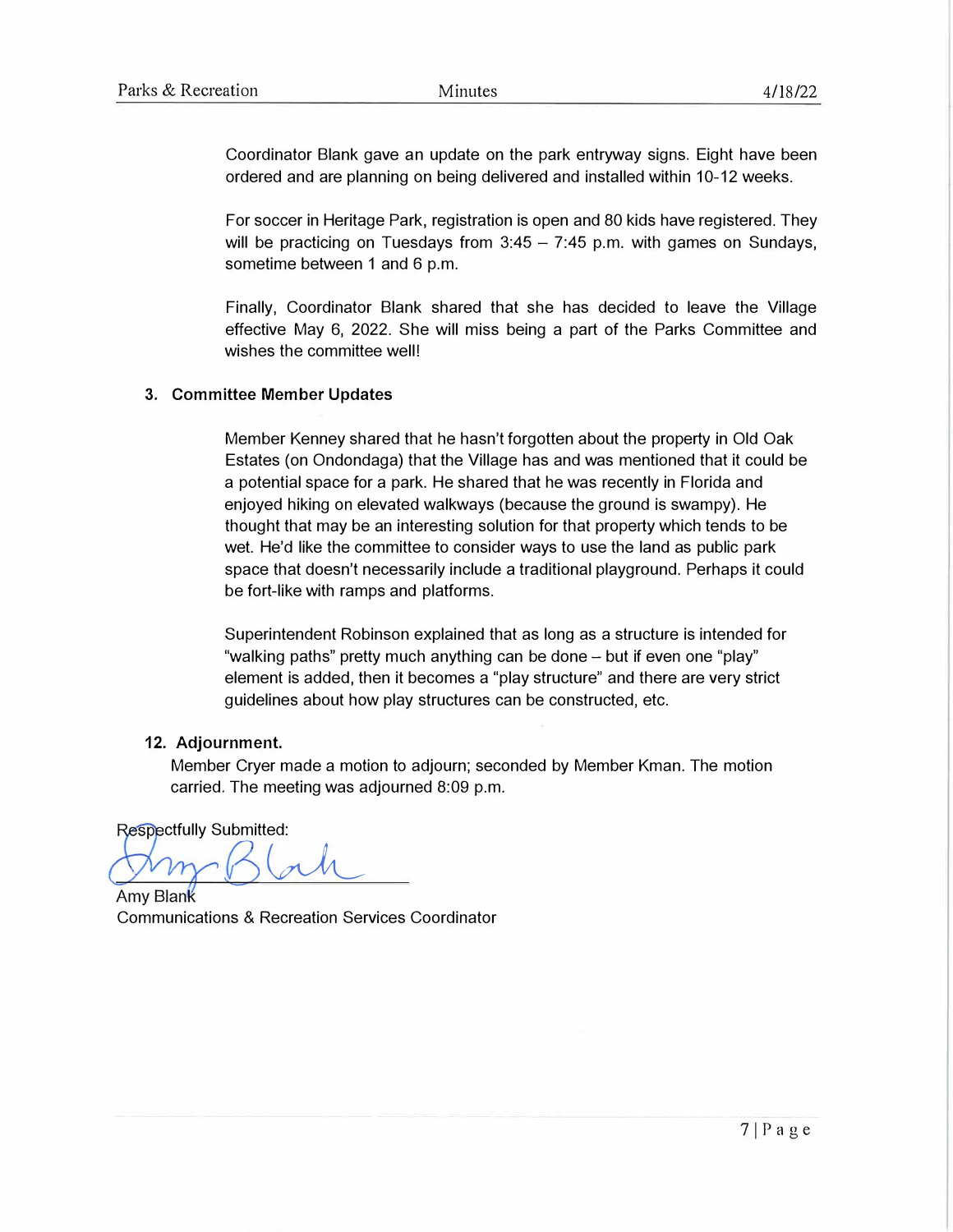Coordinator Blank gave an update on the park entryway signs. Eight have been ordered and are planning on being delivered and installed within 10-12 weeks.

For soccer in Heritage Park, registration is open and 80 kids have registered. They will be practicing on Tuesdays from 3:45 – 7:45 p.m. with games on Sundays, sometime between 1 and 6 p.m.

Finally, Coordinator Blank shared that she has decided to leave the Village effective May 6, 2022. She will miss being a part of the Parks Committee and wishes the committee well!

### 3. Committee Member Updates

Member Kenney shared that he hasn't forgotten about the property in Old Oak Estates (on Ondondaga) that the Village has and was mentioned that it could be a potential space for a park. He shared that he was recently in Florida and enjoyed hiking on elevated walkways (because the ground is swampy). He thought that may be an interesting solution for that property which tends to be wet. He'd like the committee to consider ways to use the land as public park space that doesn't necessarily include a traditional playground. Perhaps it could be fort-like with ramps and platforms.

Superintendent Robinson explained that as long as a structure is intended for "walking paths" pretty much anything can be done – but if even one "play" element is added, then it becomes a "play structure" and there are very strict guidelines about how play structures can be constructed, etc.

### 12. Adjournment.

Member Cryer made a motion to adjourn; seconded by Member Kman. The motion carried. The meeting was adjourned 8:09 p.m.

Respectfully Submitted:

Amy Blank
Communications & Recreation Services Coordinator